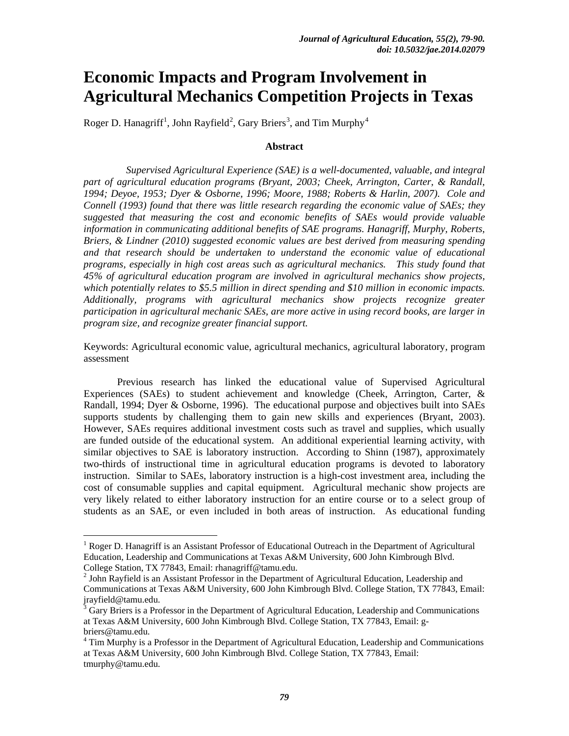# Economic Impacts and Program Involvement in Agricultural Mechanics Competition Projects in Texas

Roger D. Hanagriff[1], John Rayfield[2], Gary Briers[3], and Tim Murphy[4]

## Abstract

*Supervised Agricultural Experience (SAE) is a well-documented, valuable, and integral part of agricultural education programs (Bryant, 2003; Cheek, Arrington, Carter, & Randall, 1994; Deyoe, 1953; Dyer & Osborne, 1996; Moore, 1988; Roberts & Harlin, 2007). Cole and Connell (1993) found that there was little research regarding the economic value of SAEs; they suggested that measuring the cost and economic benefits of SAEs would provide valuable information in communicating additional benefits of SAE programs. Hanagriff, Murphy, Roberts, Briers, & Lindner (2010) suggested economic values are best derived from measuring spending and that research should be undertaken to understand the economic value of educational programs, especially in high cost areas such as agricultural mechanics. This study found that 45% of agricultural education program are involved in agricultural mechanics show projects, which potentially relates to \$5.5 million in direct spending and \$10 million in economic impacts. Additionally, programs with agricultural mechanics show projects recognize greater participation in agricultural mechanic SAEs, are more active in using record books, are larger in program size, and recognize greater financial support.*

Keywords: Agricultural economic value, agricultural mechanics, agricultural laboratory, program assessment

Previous research has linked the educational value of Supervised Agricultural Experiences (SAEs) to student achievement and knowledge (Cheek, Arrington, Carter, & Randall, 1994; Dyer & Osborne, 1996). The educational purpose and objectives built into SAEs supports students by challenging them to gain new skills and experiences (Bryant, 2003). However, SAEs requires additional investment costs such as travel and supplies, which usually are funded outside of the educational system. An additional experiential learning activity, with similar objectives to SAE is laboratory instruction. According to Shinn (1987), approximately two-thirds of instructional time in agricultural education programs is devoted to laboratory instruction. Similar to SAEs, laboratory instruction is a high-cost investment area, including the cost of consumable supplies and capital equipment. Agricultural mechanic show projects are very likely related to either laboratory instruction for an entire course or to a select group of students as an SAE, or even included in both areas of instruction. As educational funding

---

[1] Roger D. Hanagriff is an Assistant Professor of Educational Outreach in the Department of Agricultural Education, Leadership and Communications at Texas A&M University, 600 John Kimbrough Blvd. College Station, TX 77843, Email: rhanagriff@tamu.edu.

[2] John Rayfield is an Assistant Professor in the Department of Agricultural Education, Leadership and Communications at Texas A&M University, 600 John Kimbrough Blvd. College Station, TX 77843, Email: jrayfield@tamu.edu.

[3] Gary Briers is a Professor in the Department of Agricultural Education, Leadership and Communications at Texas A&M University, 600 John Kimbrough Blvd. College Station, TX 77843, Email: g-briers@tamu.edu.

[4] Tim Murphy is a Professor in the Department of Agricultural Education, Leadership and Communications at Texas A&M University, 600 John Kimbrough Blvd. College Station, TX 77843, Email: tmurphy@tamu.edu.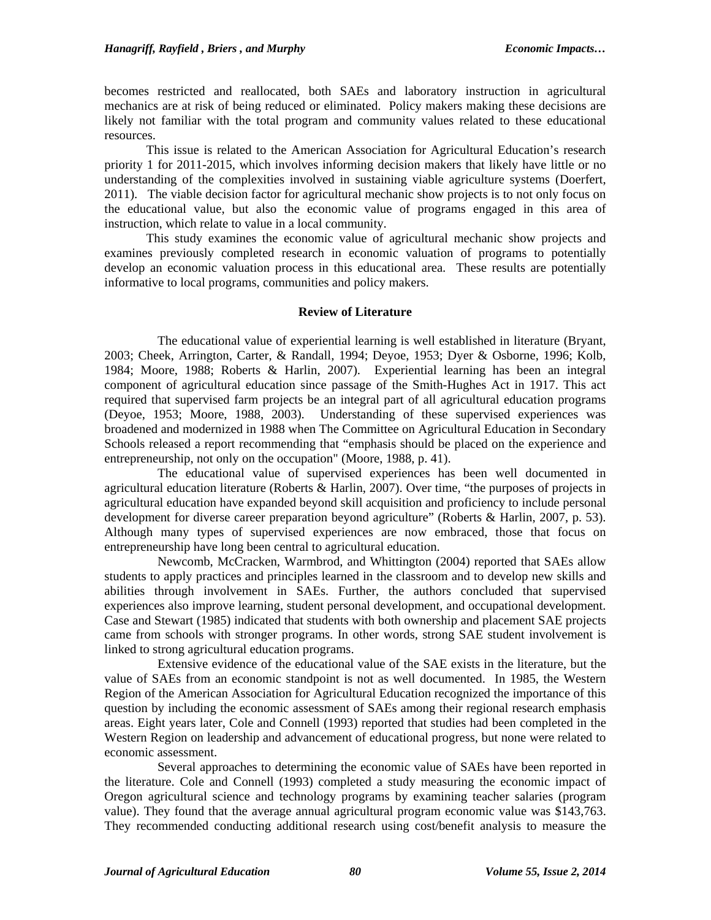becomes restricted and reallocated, both SAEs and laboratory instruction in agricultural mechanics are at risk of being reduced or eliminated. Policy makers making these decisions are likely not familiar with the total program and community values related to these educational resources.

This issue is related to the American Association for Agricultural Education's research priority 1 for 2011-2015, which involves informing decision makers that likely have little or no understanding of the complexities involved in sustaining viable agriculture systems (Doerfert, 2011). The viable decision factor for agricultural mechanic show projects is to not only focus on the educational value, but also the economic value of programs engaged in this area of instruction, which relate to value in a local community.

This study examines the economic value of agricultural mechanic show projects and examines previously completed research in economic valuation of programs to potentially develop an economic valuation process in this educational area. These results are potentially informative to local programs, communities and policy makers.

## Review of Literature

The educational value of experiential learning is well established in literature (Bryant, 2003; Cheek, Arrington, Carter, & Randall, 1994; Deyoe, 1953; Dyer & Osborne, 1996; Kolb, 1984; Moore, 1988; Roberts & Harlin, 2007). Experiential learning has been an integral component of agricultural education since passage of the Smith-Hughes Act in 1917. This act required that supervised farm projects be an integral part of all agricultural education programs (Deyoe, 1953; Moore, 1988, 2003). Understanding of these supervised experiences was broadened and modernized in 1988 when The Committee on Agricultural Education in Secondary Schools released a report recommending that "emphasis should be placed on the experience and entrepreneurship, not only on the occupation" (Moore, 1988, p. 41).

The educational value of supervised experiences has been well documented in agricultural education literature (Roberts & Harlin, 2007). Over time, "the purposes of projects in agricultural education have expanded beyond skill acquisition and proficiency to include personal development for diverse career preparation beyond agriculture" (Roberts & Harlin, 2007, p. 53). Although many types of supervised experiences are now embraced, those that focus on entrepreneurship have long been central to agricultural education.

Newcomb, McCracken, Warmbrod, and Whittington (2004) reported that SAEs allow students to apply practices and principles learned in the classroom and to develop new skills and abilities through involvement in SAEs. Further, the authors concluded that supervised experiences also improve learning, student personal development, and occupational development. Case and Stewart (1985) indicated that students with both ownership and placement SAE projects came from schools with stronger programs. In other words, strong SAE student involvement is linked to strong agricultural education programs.

Extensive evidence of the educational value of the SAE exists in the literature, but the value of SAEs from an economic standpoint is not as well documented. In 1985, the Western Region of the American Association for Agricultural Education recognized the importance of this question by including the economic assessment of SAEs among their regional research emphasis areas. Eight years later, Cole and Connell (1993) reported that studies had been completed in the Western Region on leadership and advancement of educational progress, but none were related to economic assessment.

Several approaches to determining the economic value of SAEs have been reported in the literature. Cole and Connell (1993) completed a study measuring the economic impact of Oregon agricultural science and technology programs by examining teacher salaries (program value). They found that the average annual agricultural program economic value was $143,763. They recommended conducting additional research using cost/benefit analysis to measure the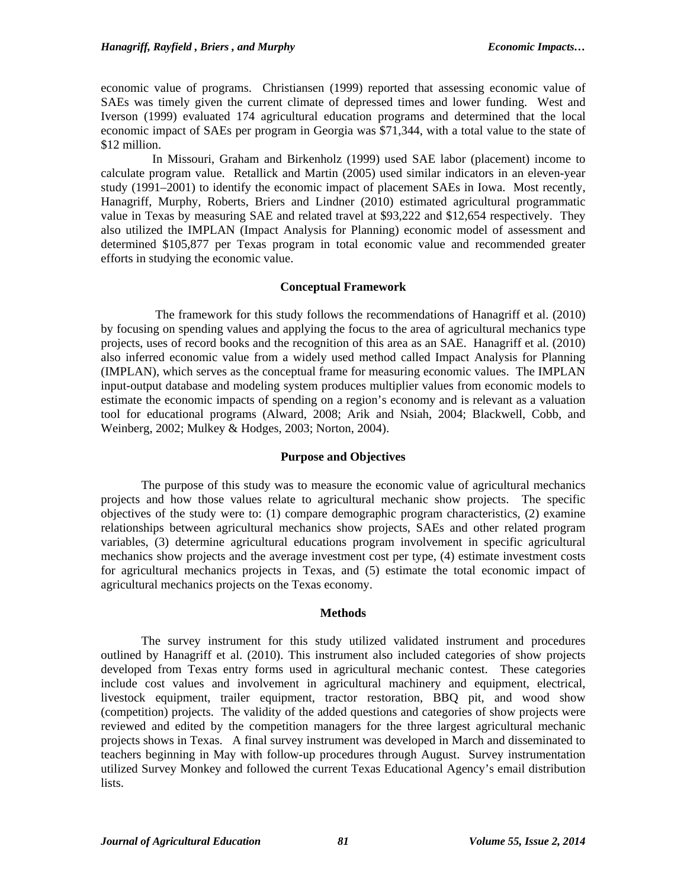economic value of programs. Christiansen (1999) reported that assessing economic value of SAEs was timely given the current climate of depressed times and lower funding. West and Iverson (1999) evaluated 174 agricultural education programs and determined that the local economic impact of SAEs per program in Georgia was $71,344, with a total value to the state of $12 million.

In Missouri, Graham and Birkenholz (1999) used SAE labor (placement) income to calculate program value. Retallick and Martin (2005) used similar indicators in an eleven-year study (1991–2001) to identify the economic impact of placement SAEs in Iowa. Most recently, Hanagriff, Murphy, Roberts, Briers and Lindner (2010) estimated agricultural programmatic value in Texas by measuring SAE and related travel at $93,222 and $12,654 respectively. They also utilized the IMPLAN (Impact Analysis for Planning) economic model of assessment and determined $105,877 per Texas program in total economic value and recommended greater efforts in studying the economic value.

## Conceptual Framework

The framework for this study follows the recommendations of Hanagriff et al. (2010) by focusing on spending values and applying the focus to the area of agricultural mechanics type projects, uses of record books and the recognition of this area as an SAE. Hanagriff et al. (2010) also inferred economic value from a widely used method called Impact Analysis for Planning (IMPLAN), which serves as the conceptual frame for measuring economic values. The IMPLAN input-output database and modeling system produces multiplier values from economic models to estimate the economic impacts of spending on a region's economy and is relevant as a valuation tool for educational programs (Alward, 2008; Arik and Nsiah, 2004; Blackwell, Cobb, and Weinberg, 2002; Mulkey & Hodges, 2003; Norton, 2004).

## Purpose and Objectives

The purpose of this study was to measure the economic value of agricultural mechanics projects and how those values relate to agricultural mechanic show projects. The specific objectives of the study were to: (1) compare demographic program characteristics, (2) examine relationships between agricultural mechanics show projects, SAEs and other related program variables, (3) determine agricultural educations program involvement in specific agricultural mechanics show projects and the average investment cost per type, (4) estimate investment costs for agricultural mechanics projects in Texas, and (5) estimate the total economic impact of agricultural mechanics projects on the Texas economy.

## Methods

The survey instrument for this study utilized validated instrument and procedures outlined by Hanagriff et al. (2010). This instrument also included categories of show projects developed from Texas entry forms used in agricultural mechanic contest. These categories include cost values and involvement in agricultural machinery and equipment, electrical, livestock equipment, trailer equipment, tractor restoration, BBQ pit, and wood show (competition) projects. The validity of the added questions and categories of show projects were reviewed and edited by the competition managers for the three largest agricultural mechanic projects shows in Texas. A final survey instrument was developed in March and disseminated to teachers beginning in May with follow-up procedures through August. Survey instrumentation utilized Survey Monkey and followed the current Texas Educational Agency's email distribution lists.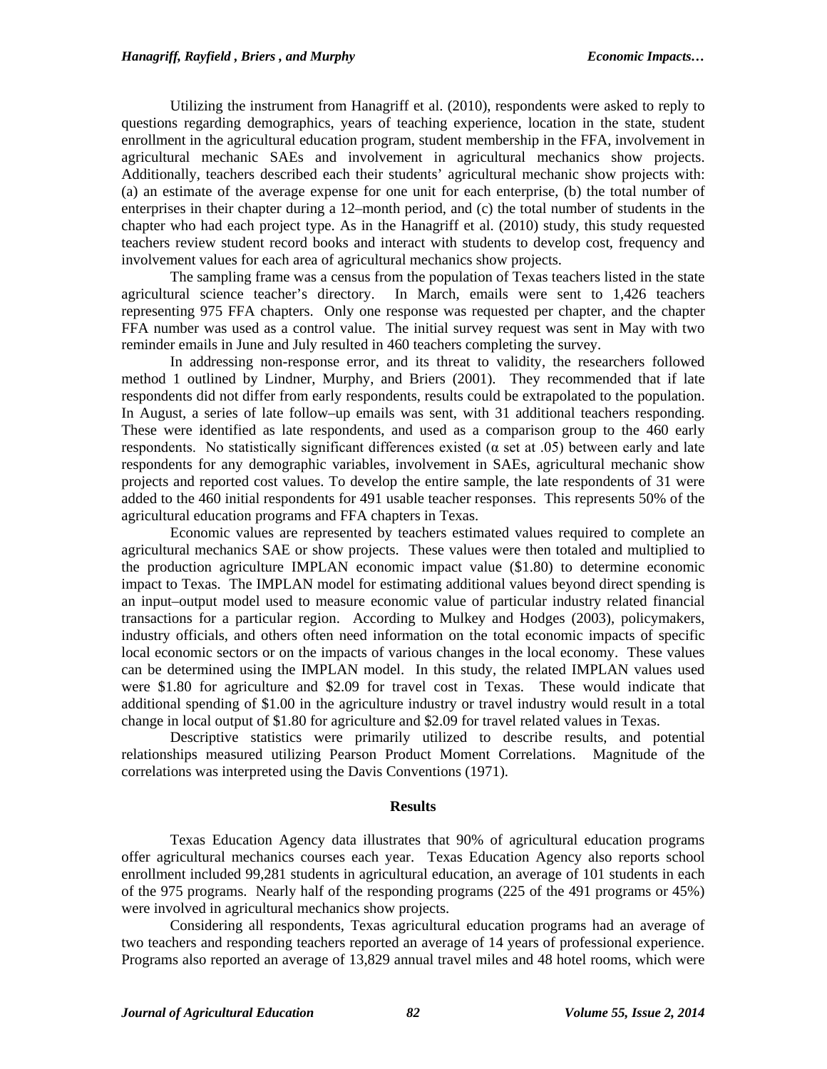Utilizing the instrument from Hanagriff et al. (2010), respondents were asked to reply to questions regarding demographics, years of teaching experience, location in the state, student enrollment in the agricultural education program, student membership in the FFA, involvement in agricultural mechanic SAEs and involvement in agricultural mechanics show projects. Additionally, teachers described each their students' agricultural mechanic show projects with: (a) an estimate of the average expense for one unit for each enterprise, (b) the total number of enterprises in their chapter during a 12–month period, and (c) the total number of students in the chapter who had each project type. As in the Hanagriff et al. (2010) study, this study requested teachers review student record books and interact with students to develop cost, frequency and involvement values for each area of agricultural mechanics show projects.

The sampling frame was a census from the population of Texas teachers listed in the state agricultural science teacher's directory. In March, emails were sent to 1,426 teachers representing 975 FFA chapters. Only one response was requested per chapter, and the chapter FFA number was used as a control value. The initial survey request was sent in May with two reminder emails in June and July resulted in 460 teachers completing the survey.

In addressing non-response error, and its threat to validity, the researchers followed method 1 outlined by Lindner, Murphy, and Briers (2001). They recommended that if late respondents did not differ from early respondents, results could be extrapolated to the population. In August, a series of late follow–up emails was sent, with 31 additional teachers responding. These were identified as late respondents, and used as a comparison group to the 460 early respondents. No statistically significant differences existed ($\alpha$ set at .05) between early and late respondents for any demographic variables, involvement in SAEs, agricultural mechanic show projects and reported cost values. To develop the entire sample, the late respondents of 31 were added to the 460 initial respondents for 491 usable teacher responses. This represents 50% of the agricultural education programs and FFA chapters in Texas.

Economic values are represented by teachers estimated values required to complete an agricultural mechanics SAE or show projects. These values were then totaled and multiplied to the production agriculture IMPLAN economic impact value ($1.80) to determine economic impact to Texas. The IMPLAN model for estimating additional values beyond direct spending is an input–output model used to measure economic value of particular industry related financial transactions for a particular region. According to Mulkey and Hodges (2003), policymakers, industry officials, and others often need information on the total economic impacts of specific local economic sectors or on the impacts of various changes in the local economy. These values can be determined using the IMPLAN model. In this study, the related IMPLAN values used were $1.80 for agriculture and $2.09 for travel cost in Texas. These would indicate that additional spending of $1.00 in the agriculture industry or travel industry would result in a total change in local output of $1.80 for agriculture and $2.09 for travel related values in Texas.

Descriptive statistics were primarily utilized to describe results, and potential relationships measured utilizing Pearson Product Moment Correlations. Magnitude of the correlations was interpreted using the Davis Conventions (1971).

## Results

Texas Education Agency data illustrates that 90% of agricultural education programs offer agricultural mechanics courses each year. Texas Education Agency also reports school enrollment included 99,281 students in agricultural education, an average of 101 students in each of the 975 programs. Nearly half of the responding programs (225 of the 491 programs or 45%) were involved in agricultural mechanics show projects.

Considering all respondents, Texas agricultural education programs had an average of two teachers and responding teachers reported an average of 14 years of professional experience. Programs also reported an average of 13,829 annual travel miles and 48 hotel rooms, which were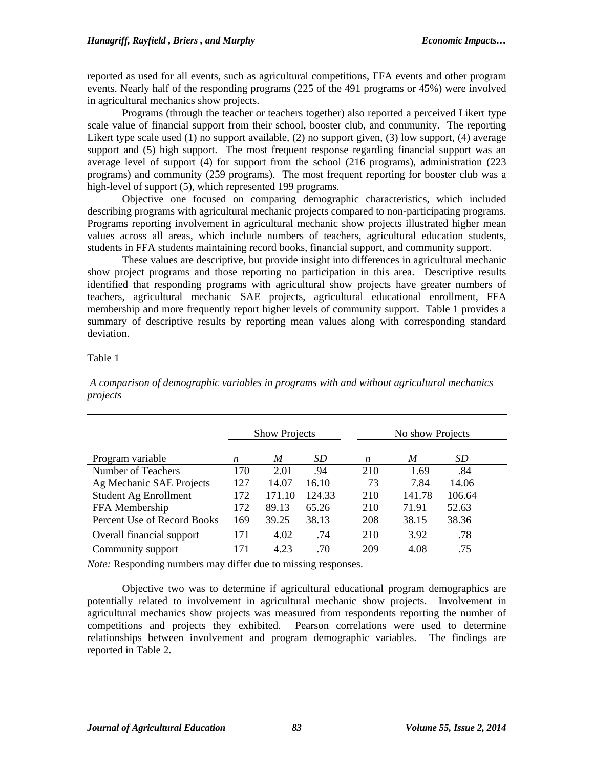reported as used for all events, such as agricultural competitions, FFA events and other program events. Nearly half of the responding programs (225 of the 491 programs or 45%) were involved in agricultural mechanics show projects.

Programs (through the teacher or teachers together) also reported a perceived Likert type scale value of financial support from their school, booster club, and community. The reporting Likert type scale used (1) no support available, (2) no support given, (3) low support, (4) average support and (5) high support. The most frequent response regarding financial support was an average level of support (4) for support from the school (216 programs), administration (223 programs) and community (259 programs). The most frequent reporting for booster club was a high-level of support (5), which represented 199 programs.

Objective one focused on comparing demographic characteristics, which included describing programs with agricultural mechanic projects compared to non-participating programs. Programs reporting involvement in agricultural mechanic show projects illustrated higher mean values across all areas, which include numbers of teachers, agricultural education students, students in FFA students maintaining record books, financial support, and community support.

These values are descriptive, but provide insight into differences in agricultural mechanic show project programs and those reporting no participation in this area. Descriptive results identified that responding programs with agricultural show projects have greater numbers of teachers, agricultural mechanic SAE projects, agricultural educational enrollment, FFA membership and more frequently report higher levels of community support. Table 1 provides a summary of descriptive results by reporting mean values along with corresponding standard deviation.

Table 1

*A comparison of demographic variables in programs with and without agricultural mechanics projects*

| | Show Projects | | | No show Projects | | |
|---|---|---|---|---|---|---|
| Program variable | *n* | *M* | *SD* | *n* | *M* | *SD* |
| Number of Teachers | 170 | 2.01 | .94 | 210 | 1.69 | .84 |
| Ag Mechanic SAE Projects | 127 | 14.07 | 16.10 | 73 | 7.84 | 14.06 |
| Student Ag Enrollment | 172 | 171.10 | 124.33 | 210 | 141.78 | 106.64 |
| FFA Membership | 172 | 89.13 | 65.26 | 210 | 71.91 | 52.63 |
| Percent Use of Record Books | 169 | 39.25 | 38.13 | 208 | 38.15 | 38.36 |
| Overall financial support | 171 | 4.02 | .74 | 210 | 3.92 | .78 |
| Community support | 171 | 4.23 | .70 | 209 | 4.08 | .75 |

*Note:* Responding numbers may differ due to missing responses.

Objective two was to determine if agricultural educational program demographics are potentially related to involvement in agricultural mechanic show projects. Involvement in agricultural mechanics show projects was measured from respondents reporting the number of competitions and projects they exhibited. Pearson correlations were used to determine relationships between involvement and program demographic variables. The findings are reported in Table 2.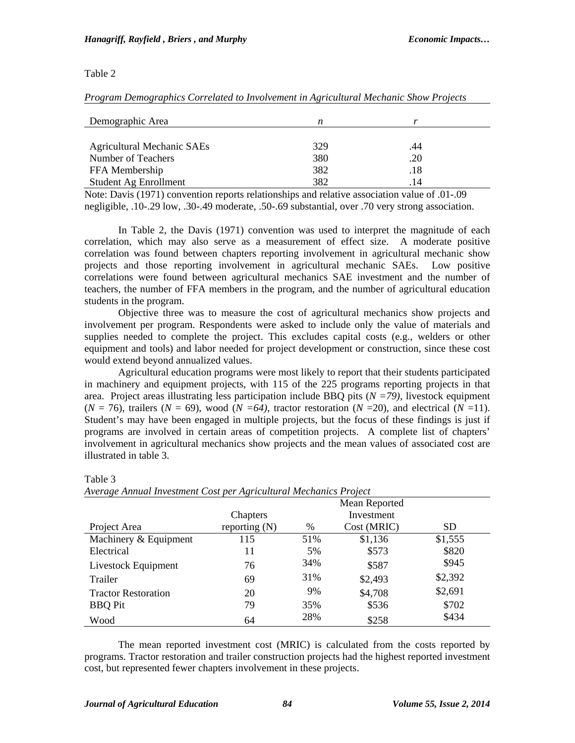Table 2

*Program Demographics Correlated to Involvement in Agricultural Mechanic Show Projects*

| Demographic Area | *n* | *r* |
|---|---|---|
| Agricultural Mechanic SAEs | 329 | .44 |
| Number of Teachers | 380 | .20 |
| FFA Membership | 382 | .18 |
| Student Ag Enrollment | 382 | .14 |

Note: Davis (1971) convention reports relationships and relative association value of .01-.09 negligible, .10-.29 low, .30-.49 moderate, .50-.69 substantial, over .70 very strong association.

In Table 2, the Davis (1971) convention was used to interpret the magnitude of each correlation, which may also serve as a measurement of effect size. A moderate positive correlation was found between chapters reporting involvement in agricultural mechanic show projects and those reporting involvement in agricultural mechanic SAEs. Low positive correlations were found between agricultural mechanics SAE investment and the number of teachers, the number of FFA members in the program, and the number of agricultural education students in the program.

Objective three was to measure the cost of agricultural mechanics show projects and involvement per program. Respondents were asked to include only the value of materials and supplies needed to complete the project. This excludes capital costs (e.g., welders or other equipment and tools) and labor needed for project development or construction, since these cost would extend beyond annualized values.

Agricultural education programs were most likely to report that their students participated in machinery and equipment projects, with 115 of the 225 programs reporting projects in that area. Project areas illustrating less participation include BBQ pits (*N =79)*, livestock equipment (*N* = 76), trailers (*N* = 69), wood (*N =64),* tractor restoration (*N* =20), and electrical (*N* =11). Student's may have been engaged in multiple projects, but the focus of these findings is just if programs are involved in certain areas of competition projects. A complete list of chapters' involvement in agricultural mechanics show projects and the mean values of associated cost are illustrated in table 3.

Table 3

*Average Annual Investment Cost per Agricultural Mechanics Project*

| Project Area | Chapters reporting (N) | % | Mean Reported Investment Cost (MRIC) | SD |
|---|---|---|---|---|
| Machinery & Equipment | 115 | 51% | $1,136 | $1,555 |
| Electrical | 11 | 5% | $573 | $820 |
| Livestock Equipment | 76 | 34% | $587 | $945 |
| Trailer | 69 | 31% | $2,493 | $2,392 |
| Tractor Restoration | 20 | 9% | $4,708 | $2,691 |
| BBQ Pit | 79 | 35% | $536 | $702 |
| Wood | 64 | 28% | $258 | $434 |

The mean reported investment cost (MRIC) is calculated from the costs reported by programs. Tractor restoration and trailer construction projects had the highest reported investment cost, but represented fewer chapters involvement in these projects.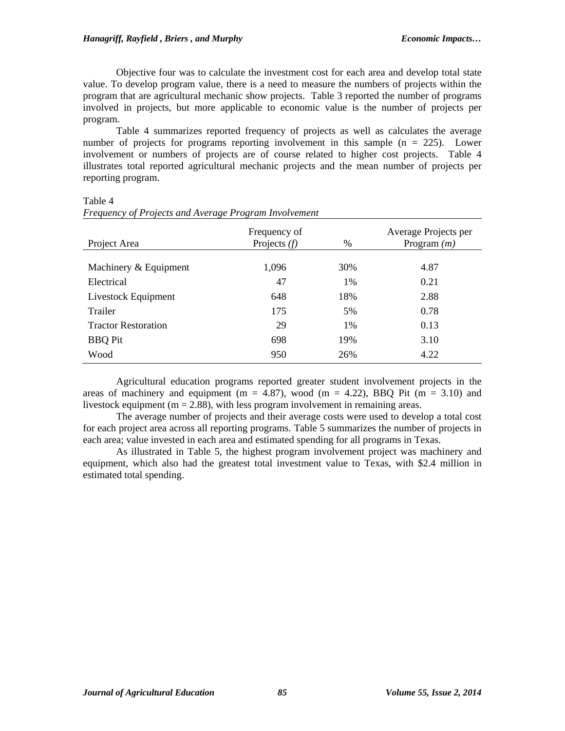Objective four was to calculate the investment cost for each area and develop total state value. To develop program value, there is a need to measure the numbers of projects within the program that are agricultural mechanic show projects. Table 3 reported the number of programs involved in projects, but more applicable to economic value is the number of projects per program.

Table 4 summarizes reported frequency of projects as well as calculates the average number of projects for programs reporting involvement in this sample (n = 225). Lower involvement or numbers of projects are of course related to higher cost projects. Table 4 illustrates total reported agricultural mechanic projects and the mean number of projects per reporting program.

Table 4
*Frequency of Projects and Average Program Involvement*

| Project Area | Frequency of Projects *(f)* | % | Average Projects per Program *(m)* |
|---|---|---|---|
| Machinery & Equipment | 1,096 | 30% | 4.87 |
| Electrical | 47 | 1% | 0.21 |
| Livestock Equipment | 648 | 18% | 2.88 |
| Trailer | 175 | 5% | 0.78 |
| Tractor Restoration | 29 | 1% | 0.13 |
| BBQ Pit | 698 | 19% | 3.10 |
| Wood | 950 | 26% | 4.22 |

Agricultural education programs reported greater student involvement projects in the areas of machinery and equipment (m = 4.87), wood (m = 4.22), BBQ Pit (m = 3.10) and livestock equipment (m = 2.88), with less program involvement in remaining areas.

The average number of projects and their average costs were used to develop a total cost for each project area across all reporting programs. Table 5 summarizes the number of projects in each area; value invested in each area and estimated spending for all programs in Texas.

As illustrated in Table 5, the highest program involvement project was machinery and equipment, which also had the greatest total investment value to Texas, with $2.4 million in estimated total spending.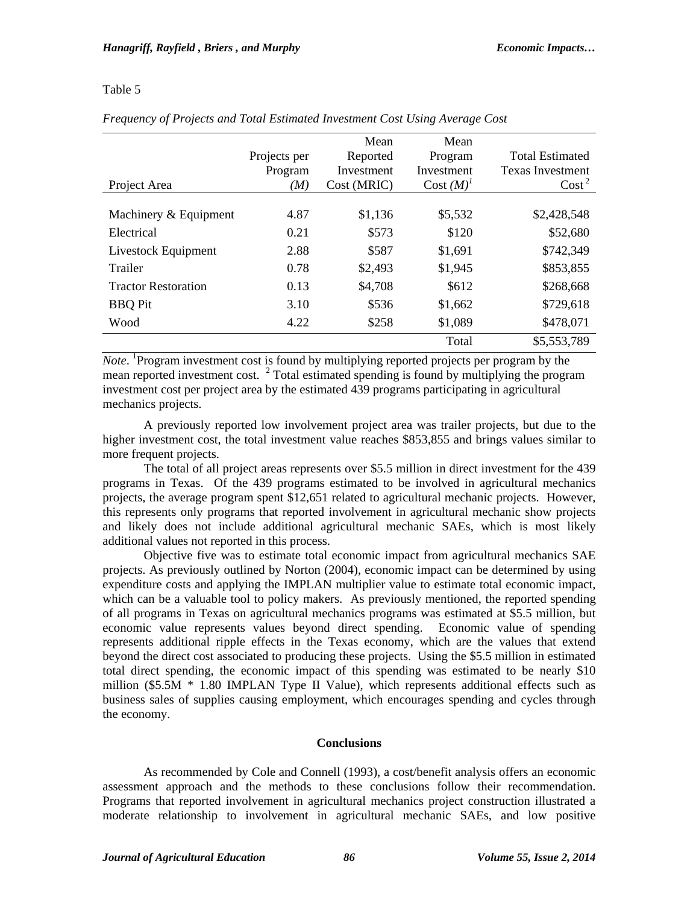Table 5

*Frequency of Projects and Total Estimated Investment Cost Using Average Cost*

| Project Area | Projects per Program (*M*) | Mean Reported Investment Cost (MRIC) | Mean Program Investment Cost (*M*)[1] | Total Estimated Texas Investment Cost[2] |
|---|---|---|---|---|
| Machinery & Equipment | 4.87 | $1,136 | $5,532 | $2,428,548 |
| Electrical | 0.21 | $573 | $120 | $52,680 |
| Livestock Equipment | 2.88 | $587 | $1,691 | $742,349 |
| Trailer | 0.78 | $2,493 | $1,945 | $853,855 |
| Tractor Restoration | 0.13 | $4,708 | $612 | $268,668 |
| BBQ Pit | 3.10 | $536 | $1,662 | $729,618 |
| Wood | 4.22 | $258 | $1,089 | $478,071 |
| | | | Total | $5,553,789 |

*Note*. [1]Program investment cost is found by multiplying reported projects per program by the mean reported investment cost. [2] Total estimated spending is found by multiplying the program investment cost per project area by the estimated 439 programs participating in agricultural mechanics projects.

A previously reported low involvement project area was trailer projects, but due to the higher investment cost, the total investment value reaches $853,855 and brings values similar to more frequent projects.

The total of all project areas represents over $5.5 million in direct investment for the 439 programs in Texas. Of the 439 programs estimated to be involved in agricultural mechanics projects, the average program spent $12,651 related to agricultural mechanic projects. However, this represents only programs that reported involvement in agricultural mechanic show projects and likely does not include additional agricultural mechanic SAEs, which is most likely additional values not reported in this process.

Objective five was to estimate total economic impact from agricultural mechanics SAE projects. As previously outlined by Norton (2004), economic impact can be determined by using expenditure costs and applying the IMPLAN multiplier value to estimate total economic impact, which can be a valuable tool to policy makers. As previously mentioned, the reported spending of all programs in Texas on agricultural mechanics programs was estimated at $5.5 million, but economic value represents values beyond direct spending. Economic value of spending represents additional ripple effects in the Texas economy, which are the values that extend beyond the direct cost associated to producing these projects. Using the $5.5 million in estimated total direct spending, the economic impact of this spending was estimated to be nearly $10 million ($5.5M * 1.80 IMPLAN Type II Value), which represents additional effects such as business sales of supplies causing employment, which encourages spending and cycles through the economy.

## Conclusions

As recommended by Cole and Connell (1993), a cost/benefit analysis offers an economic assessment approach and the methods to these conclusions follow their recommendation. Programs that reported involvement in agricultural mechanics project construction illustrated a moderate relationship to involvement in agricultural mechanic SAEs, and low positive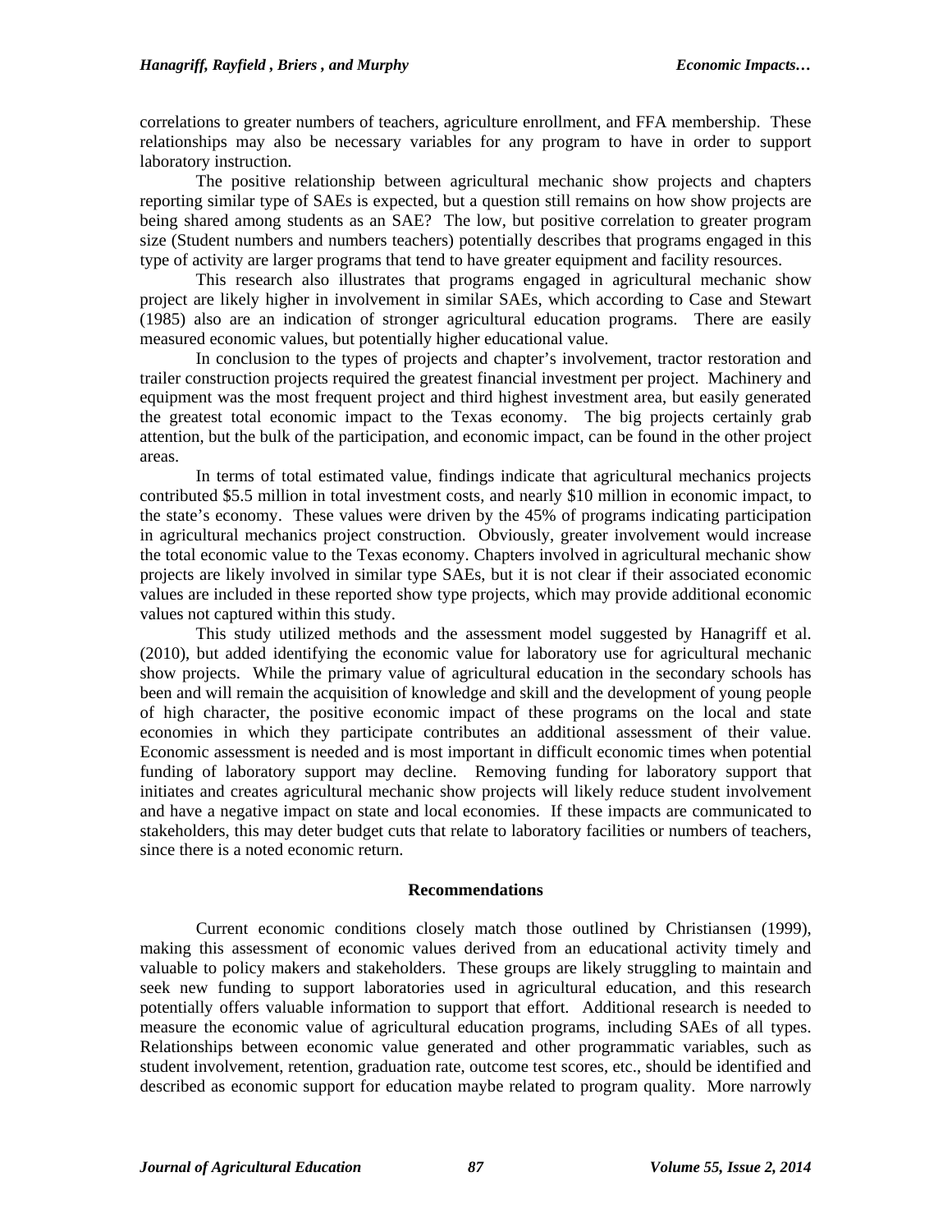correlations to greater numbers of teachers, agriculture enrollment, and FFA membership. These relationships may also be necessary variables for any program to have in order to support laboratory instruction.

The positive relationship between agricultural mechanic show projects and chapters reporting similar type of SAEs is expected, but a question still remains on how show projects are being shared among students as an SAE? The low, but positive correlation to greater program size (Student numbers and numbers teachers) potentially describes that programs engaged in this type of activity are larger programs that tend to have greater equipment and facility resources.

This research also illustrates that programs engaged in agricultural mechanic show project are likely higher in involvement in similar SAEs, which according to Case and Stewart (1985) also are an indication of stronger agricultural education programs. There are easily measured economic values, but potentially higher educational value.

In conclusion to the types of projects and chapter's involvement, tractor restoration and trailer construction projects required the greatest financial investment per project. Machinery and equipment was the most frequent project and third highest investment area, but easily generated the greatest total economic impact to the Texas economy. The big projects certainly grab attention, but the bulk of the participation, and economic impact, can be found in the other project areas.

In terms of total estimated value, findings indicate that agricultural mechanics projects contributed $5.5 million in total investment costs, and nearly $10 million in economic impact, to the state's economy. These values were driven by the 45% of programs indicating participation in agricultural mechanics project construction. Obviously, greater involvement would increase the total economic value to the Texas economy. Chapters involved in agricultural mechanic show projects are likely involved in similar type SAEs, but it is not clear if their associated economic values are included in these reported show type projects, which may provide additional economic values not captured within this study.

This study utilized methods and the assessment model suggested by Hanagriff et al. (2010), but added identifying the economic value for laboratory use for agricultural mechanic show projects. While the primary value of agricultural education in the secondary schools has been and will remain the acquisition of knowledge and skill and the development of young people of high character, the positive economic impact of these programs on the local and state economies in which they participate contributes an additional assessment of their value. Economic assessment is needed and is most important in difficult economic times when potential funding of laboratory support may decline. Removing funding for laboratory support that initiates and creates agricultural mechanic show projects will likely reduce student involvement and have a negative impact on state and local economies. If these impacts are communicated to stakeholders, this may deter budget cuts that relate to laboratory facilities or numbers of teachers, since there is a noted economic return.

## Recommendations

Current economic conditions closely match those outlined by Christiansen (1999), making this assessment of economic values derived from an educational activity timely and valuable to policy makers and stakeholders. These groups are likely struggling to maintain and seek new funding to support laboratories used in agricultural education, and this research potentially offers valuable information to support that effort. Additional research is needed to measure the economic value of agricultural education programs, including SAEs of all types. Relationships between economic value generated and other programmatic variables, such as student involvement, retention, graduation rate, outcome test scores, etc., should be identified and described as economic support for education maybe related to program quality. More narrowly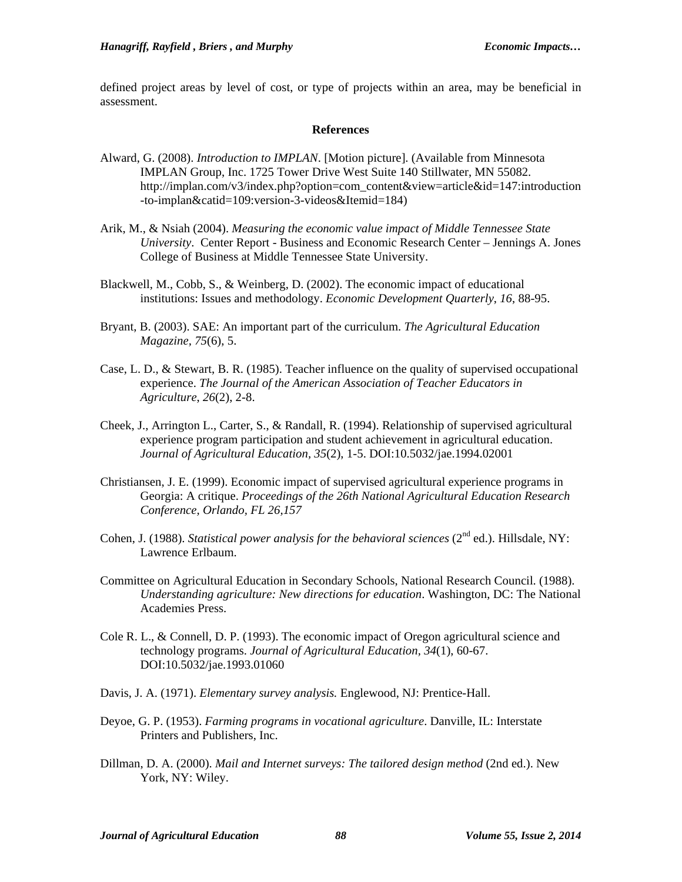defined project areas by level of cost, or type of projects within an area, may be beneficial in assessment.

## References

Alward, G. (2008). *Introduction to IMPLAN*. [Motion picture]. (Available from Minnesota IMPLAN Group, Inc. 1725 Tower Drive West Suite 140 Stillwater, MN 55082. http://implan.com/v3/index.php?option=com_content&view=article&id=147:introduction-to-implan&catid=109:version-3-videos&Itemid=184)

Arik, M., & Nsiah (2004). *Measuring the economic value impact of Middle Tennessee State University*. Center Report - Business and Economic Research Center – Jennings A. Jones College of Business at Middle Tennessee State University.

Blackwell, M., Cobb, S., & Weinberg, D. (2002). The economic impact of educational institutions: Issues and methodology. *Economic Development Quarterly*, *16*, 88-95.

Bryant, B. (2003). SAE: An important part of the curriculum. *The Agricultural Education Magazine*, *75*(6), 5.

Case, L. D., & Stewart, B. R. (1985). Teacher influence on the quality of supervised occupational experience. *The Journal of the American Association of Teacher Educators in Agriculture*, *26*(2), 2-8.

Cheek, J., Arrington L., Carter, S., & Randall, R. (1994). Relationship of supervised agricultural experience program participation and student achievement in agricultural education. *Journal of Agricultural Education, 35*(2), 1-5. DOI:10.5032/jae.1994.02001

Christiansen, J. E. (1999). Economic impact of supervised agricultural experience programs in Georgia: A critique. *Proceedings of the 26th National Agricultural Education Research Conference, Orlando, FL 26,157*

Cohen, J. (1988). *Statistical power analysis for the behavioral sciences* (2nd ed.). Hillsdale, NY: Lawrence Erlbaum.

Committee on Agricultural Education in Secondary Schools, National Research Council. (1988). *Understanding agriculture: New directions for education*. Washington, DC: The National Academies Press.

Cole R. L., & Connell, D. P. (1993). The economic impact of Oregon agricultural science and technology programs. *Journal of Agricultural Education*, *34*(1), 60-67. DOI:10.5032/jae.1993.01060

Davis, J. A. (1971). *Elementary survey analysis.* Englewood, NJ: Prentice-Hall.

Deyoe, G. P. (1953). *Farming programs in vocational agriculture*. Danville, IL: Interstate Printers and Publishers, Inc.

Dillman, D. A. (2000). *Mail and Internet surveys: The tailored design method* (2nd ed.). New York, NY: Wiley.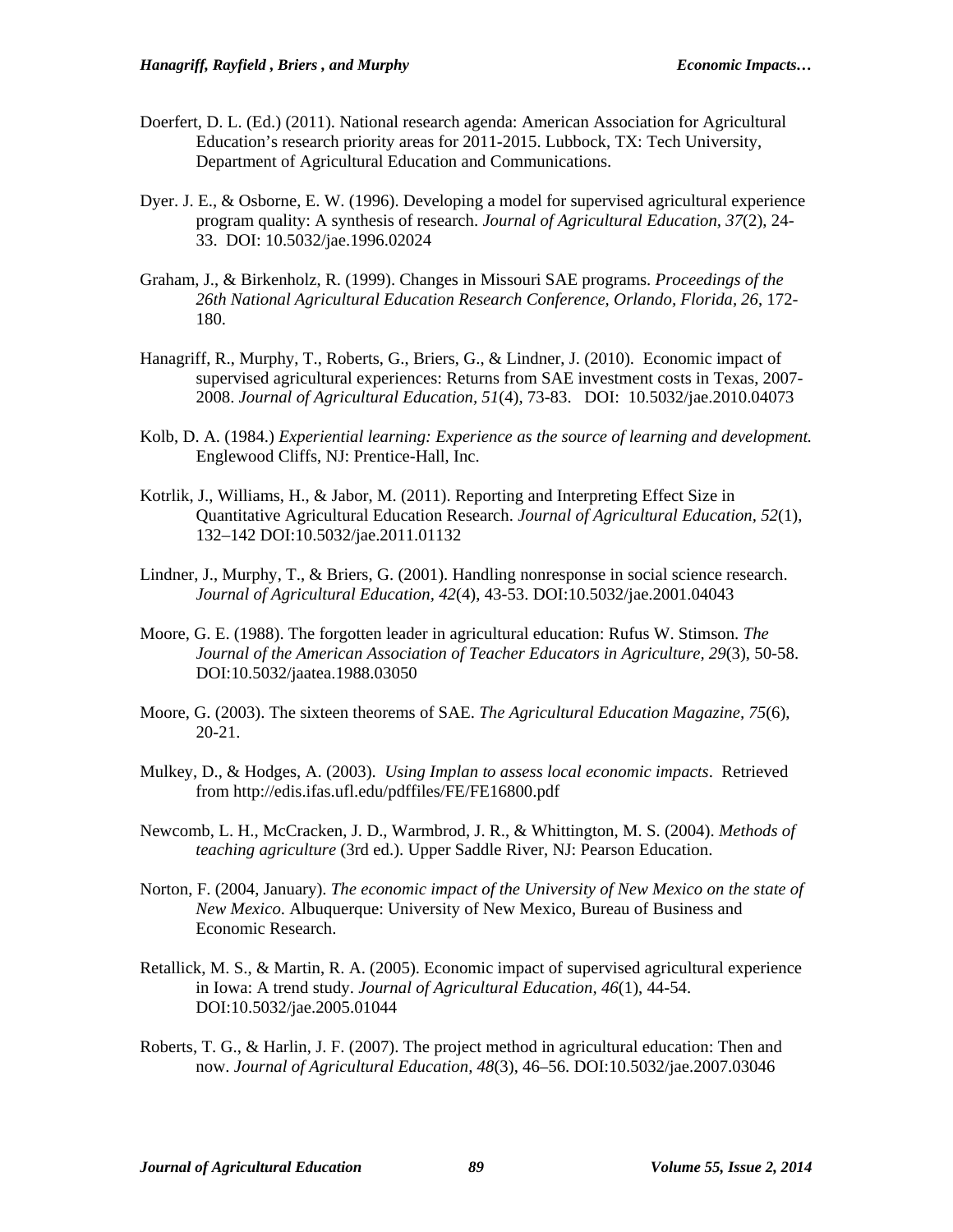Doerfert, D. L. (Ed.) (2011). National research agenda: American Association for Agricultural Education's research priority areas for 2011-2015. Lubbock, TX: Tech University, Department of Agricultural Education and Communications.

Dyer. J. E., & Osborne, E. W. (1996). Developing a model for supervised agricultural experience program quality: A synthesis of research. *Journal of Agricultural Education, 37*(2), 24-33. DOI: 10.5032/jae.1996.02024

Graham, J., & Birkenholz, R. (1999). Changes in Missouri SAE programs. *Proceedings of the 26th National Agricultural Education Research Conference, Orlando, Florida, 26*, 172-180.

Hanagriff, R., Murphy, T., Roberts, G., Briers, G., & Lindner, J. (2010). Economic impact of supervised agricultural experiences: Returns from SAE investment costs in Texas, 2007-2008. *Journal of Agricultural Education, 51*(4), 73-83. DOI: 10.5032/jae.2010.04073

Kolb, D. A. (1984.) *Experiential learning: Experience as the source of learning and development.* Englewood Cliffs, NJ: Prentice-Hall, Inc.

Kotrlik, J., Williams, H., & Jabor, M. (2011). Reporting and Interpreting Effect Size in Quantitative Agricultural Education Research. *Journal of Agricultural Education, 52*(1), 132–142 DOI:10.5032/jae.2011.01132

Lindner, J., Murphy, T., & Briers, G. (2001). Handling nonresponse in social science research. *Journal of Agricultural Education, 42*(4), 43-53. DOI:10.5032/jae.2001.04043

Moore, G. E. (1988). The forgotten leader in agricultural education: Rufus W. Stimson. *The Journal of the American Association of Teacher Educators in Agriculture, 29*(3), 50-58. DOI:10.5032/jaatea.1988.03050

Moore, G. (2003). The sixteen theorems of SAE. *The Agricultural Education Magazine, 75*(6), 20-21.

Mulkey, D., & Hodges, A. (2003). *Using Implan to assess local economic impacts*. Retrieved from http://edis.ifas.ufl.edu/pdffiles/FE/FE16800.pdf

Newcomb, L. H., McCracken, J. D., Warmbrod, J. R., & Whittington, M. S. (2004). *Methods of teaching agriculture* (3rd ed.). Upper Saddle River, NJ: Pearson Education.

Norton, F. (2004, January). *The economic impact of the University of New Mexico on the state of New Mexico*. Albuquerque: University of New Mexico, Bureau of Business and Economic Research.

Retallick, M. S., & Martin, R. A. (2005). Economic impact of supervised agricultural experience in Iowa: A trend study. *Journal of Agricultural Education, 46*(1), 44-54. DOI:10.5032/jae.2005.01044

Roberts, T. G., & Harlin, J. F. (2007). The project method in agricultural education: Then and now. *Journal of Agricultural Education, 48*(3), 46–56. DOI:10.5032/jae.2007.03046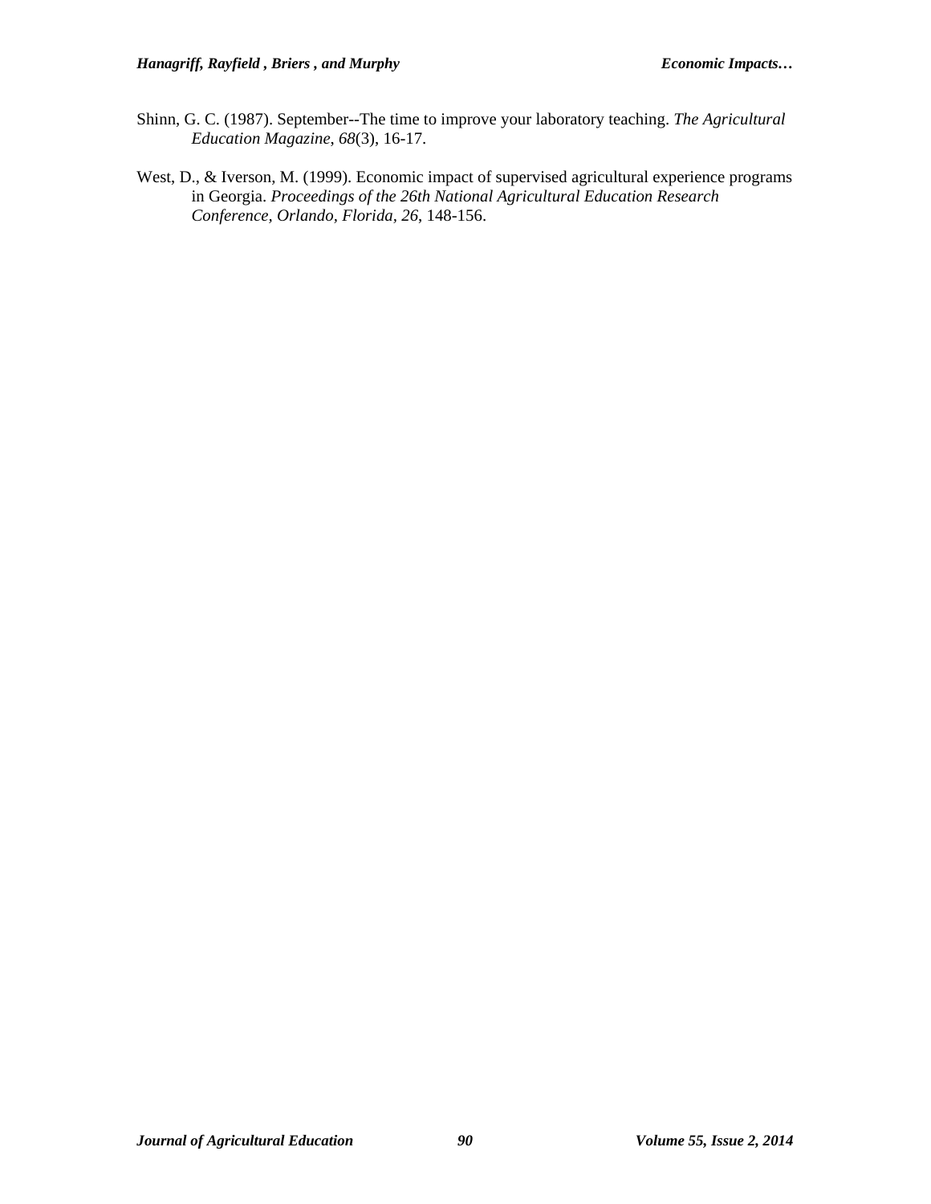Shinn, G. C. (1987). September--The time to improve your laboratory teaching. *The Agricultural Education Magazine*, *68*(3), 16-17.

West, D., & Iverson, M. (1999). Economic impact of supervised agricultural experience programs in Georgia. *Proceedings of the 26th National Agricultural Education Research Conference, Orlando, Florida, 26*, 148-156.